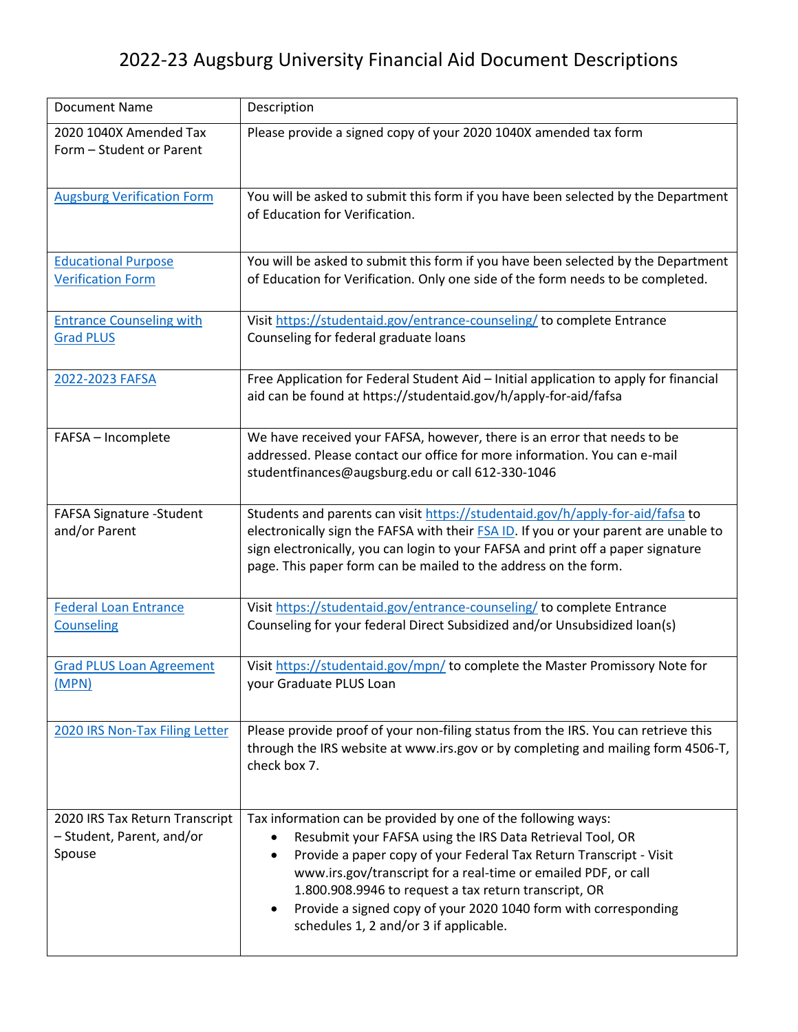# 2022-23 Augsburg University Financial Aid Document Descriptions

| Document Name | Description |
|---|---|
| 2020 1040X Amended Tax Form – Student or Parent | Please provide a signed copy of your 2020 1040X amended tax form |
| Augsburg Verification Form | You will be asked to submit this form if you have been selected by the Department of Education for Verification. |
| Educational Purpose Verification Form | You will be asked to submit this form if you have been selected by the Department of Education for Verification. Only one side of the form needs to be completed. |
| Entrance Counseling with Grad PLUS | Visit https://studentaid.gov/entrance-counseling/ to complete Entrance Counseling for federal graduate loans |
| 2022-2023 FAFSA | Free Application for Federal Student Aid – Initial application to apply for financial aid can be found at https://studentaid.gov/h/apply-for-aid/fafsa |
| FAFSA – Incomplete | We have received your FAFSA, however, there is an error that needs to be addressed. Please contact our office for more information. You can e-mail studentfinances@augsburg.edu or call 612-330-1046 |
| FAFSA Signature -Student and/or Parent | Students and parents can visit https://studentaid.gov/h/apply-for-aid/fafsa to electronically sign the FAFSA with their FSA ID. If you or your parent are unable to sign electronically, you can login to your FAFSA and print off a paper signature page. This paper form can be mailed to the address on the form. |
| Federal Loan Entrance Counseling | Visit https://studentaid.gov/entrance-counseling/ to complete Entrance Counseling for your federal Direct Subsidized and/or Unsubsidized loan(s) |
| Grad PLUS Loan Agreement (MPN) | Visit https://studentaid.gov/mpn/ to complete the Master Promissory Note for your Graduate PLUS Loan |
| 2020 IRS Non-Tax Filing Letter | Please provide proof of your non-filing status from the IRS. You can retrieve this through the IRS website at www.irs.gov or by completing and mailing form 4506-T, check box 7. |
| 2020 IRS Tax Return Transcript – Student, Parent, and/or Spouse | Tax information can be provided by one of the following ways:<br>• Resubmit your FAFSA using the IRS Data Retrieval Tool, OR<br>• Provide a paper copy of your Federal Tax Return Transcript - Visit www.irs.gov/transcript for a real-time or emailed PDF, or call 1.800.908.9946 to request a tax return transcript, OR<br>• Provide a signed copy of your 2020 1040 form with corresponding schedules 1, 2 and/or 3 if applicable. |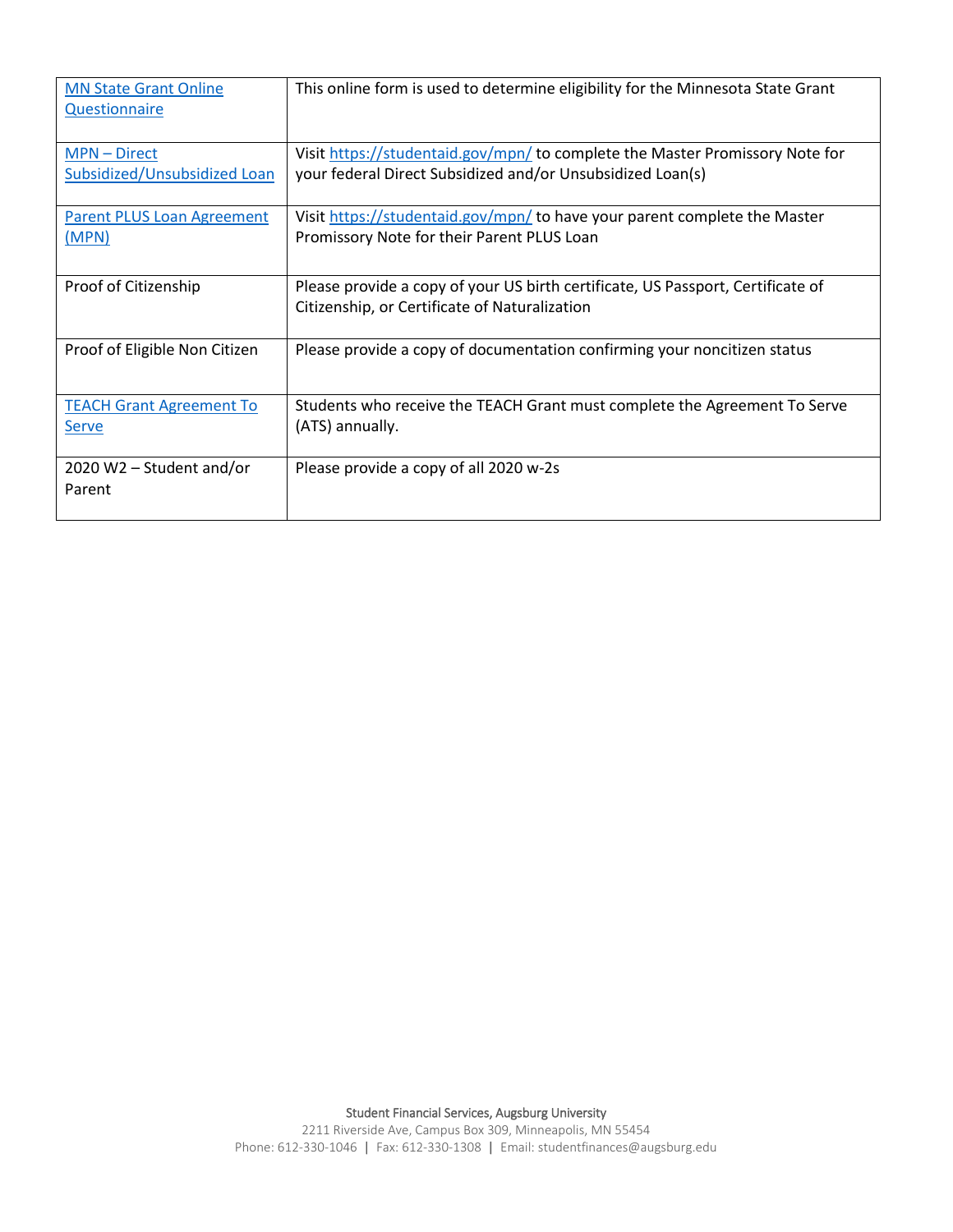| | |
|---|---|
| MN State Grant Online Questionnaire | This online form is used to determine eligibility for the Minnesota State Grant |
| MPN – Direct Subsidized/Unsubsidized Loan | Visit https://studentaid.gov/mpn/ to complete the Master Promissory Note for your federal Direct Subsidized and/or Unsubsidized Loan(s) |
| Parent PLUS Loan Agreement (MPN) | Visit https://studentaid.gov/mpn/ to have your parent complete the Master Promissory Note for their Parent PLUS Loan |
| Proof of Citizenship | Please provide a copy of your US birth certificate, US Passport, Certificate of Citizenship, or Certificate of Naturalization |
| Proof of Eligible Non Citizen | Please provide a copy of documentation confirming your noncitizen status |
| TEACH Grant Agreement To Serve | Students who receive the TEACH Grant must complete the Agreement To Serve (ATS) annually. |
| 2020 W2 – Student and/or Parent | Please provide a copy of all 2020 w-2s |

Student Financial Services, Augsburg University
2211 Riverside Ave, Campus Box 309, Minneapolis, MN 55454
Phone: 612-330-1046 | Fax: 612-330-1308 | Email: studentfinances@augsburg.edu